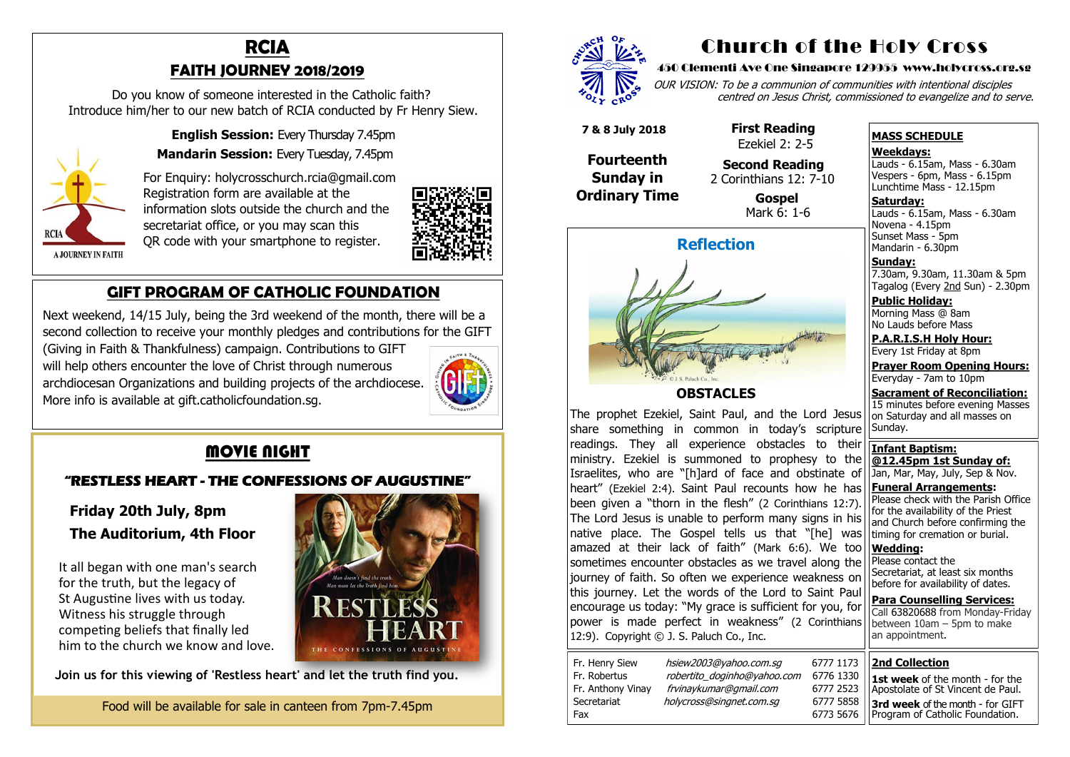# Church of the Holy Cross

**450 Clementi Ave One Singapore 129955 www.holycross.org.sg**

*OUR VISION: To be a communion of communities with intentional disciples centred on Jesus Christ, commissioned to evangelize and to serve.*

**7 & 8 July 2018**

**Fourteenth Sunday in Ordinary Time**

**First Reading**
Ezekiel 2: 2-5

**Second Reading**
2 Corinthians 12: 7-10

**Gospel**
Mark 6: 1-6

## Reflection

### OBSTACLES

The prophet Ezekiel, Saint Paul, and the Lord Jesus share something in common in today's scripture readings. They all experience obstacles to their ministry. Ezekiel is summoned to prophesy to the Israelites, who are "[h]ard of face and obstinate of heart" (Ezekiel 2:4). Saint Paul recounts how he has been given a "thorn in the flesh" (2 Corinthians 12:7). The Lord Jesus is unable to perform many signs in his native place. The Gospel tells us that "[he] was amazed at their lack of faith" (Mark 6:6). We too sometimes encounter obstacles as we travel along the journey of faith. So often we experience weakness on this journey. Let the words of the Lord to Saint Paul encourage us today: "My grace is sufficient for you, for power is made perfect in weakness" (2 Corinthians 12:9). Copyright © J. S. Paluch Co., Inc.

| | | |
|---|---|---|
| Fr. Henry Siew | *hsiew2003@yahoo.com.sg* | 6777 1173 |
| Fr. Robertus | *robertito_doginho@yahoo.com* | 6776 1330 |
| Fr. Anthony Vinay | *frvinaykumar@gmail.com* | 6777 2523 |
| Secretariat | *holycross@singnet.com.sg* | 6777 5858 |
| Fax | | 6773 5676 |

## MASS SCHEDULE

**Weekdays:**
Lauds - 6.15am, Mass - 6.30am
Vespers - 6pm, Mass - 6.15pm
Lunchtime Mass - 12.15pm

**Saturday:**
Lauds - 6.15am, Mass - 6.30am
Novena - 4.15pm
Sunset Mass - 5pm
Mandarin - 6.30pm

**Sunday:**
7.30am, 9.30am, 11.30am & 5pm
Tagalog (Every 2nd Sun) - 2.30pm

**Public Holiday:**
Morning Mass @ 8am
No Lauds before Mass

**P.A.R.I.S.H Holy Hour:**
Every 1st Friday at 8pm

**Prayer Room Opening Hours:**
Everyday - 7am to 10pm

**Sacrament of Reconciliation:**
15 minutes before evening Masses on Saturday and all masses on Sunday.

**Infant Baptism:**
**@12.45pm 1st Sunday of:**
Jan, Mar, May, July, Sep & Nov.

**Funeral Arrangements:**
Please check with the Parish Office for the availability of the Priest and Church before confirming the timing for cremation or burial.

**Wedding:**
Please contact the Secretariat, at least six months before for availability of dates.

**Para Counselling Services:**
Call 63820688 from Monday-Friday between 10am – 5pm to make an appointment.

## 2nd Collection

**1st week** of the month - for the Apostolate of St Vincent de Paul.

**3rd week** of the month - for GIFT Program of Catholic Foundation.

## RCIA
## FAITH JOURNEY 2018/2019

Do you know of someone interested in the Catholic faith? Introduce him/her to our new batch of RCIA conducted by Fr Henry Siew.

**English Session:** Every Thursday 7.45pm
**Mandarin Session:** Every Tuesday, 7.45pm

For Enquiry: holycrosschurch.rcia@gmail.com
Registration form are available at the information slots outside the church and the secretariat office, or you may scan this QR code with your smartphone to register.

## GIFT PROGRAM OF CATHOLIC FOUNDATION

Next weekend, 14/15 July, being the 3rd weekend of the month, there will be a second collection to receive your monthly pledges and contributions for the GIFT (Giving in Faith & Thankfulness) campaign. Contributions to GIFT will help others encounter the love of Christ through numerous archdiocesan Organizations and building projects of the archdiocese. More info is available at gift.catholicfoundation.sg.

## MOVIE NIGHT

### "RESTLESS HEART - THE CONFESSIONS OF AUGUSTINE"

**Friday 20th July, 8pm**
**The Auditorium, 4th Floor**

It all began with one man's search for the truth, but the legacy of St Augustine lives with us today. Witness his struggle through competing beliefs that finally led him to the church we know and love.

**Join us for this viewing of 'Restless heart' and let the truth find you.**

Food will be available for sale in canteen from 7pm-7.45pm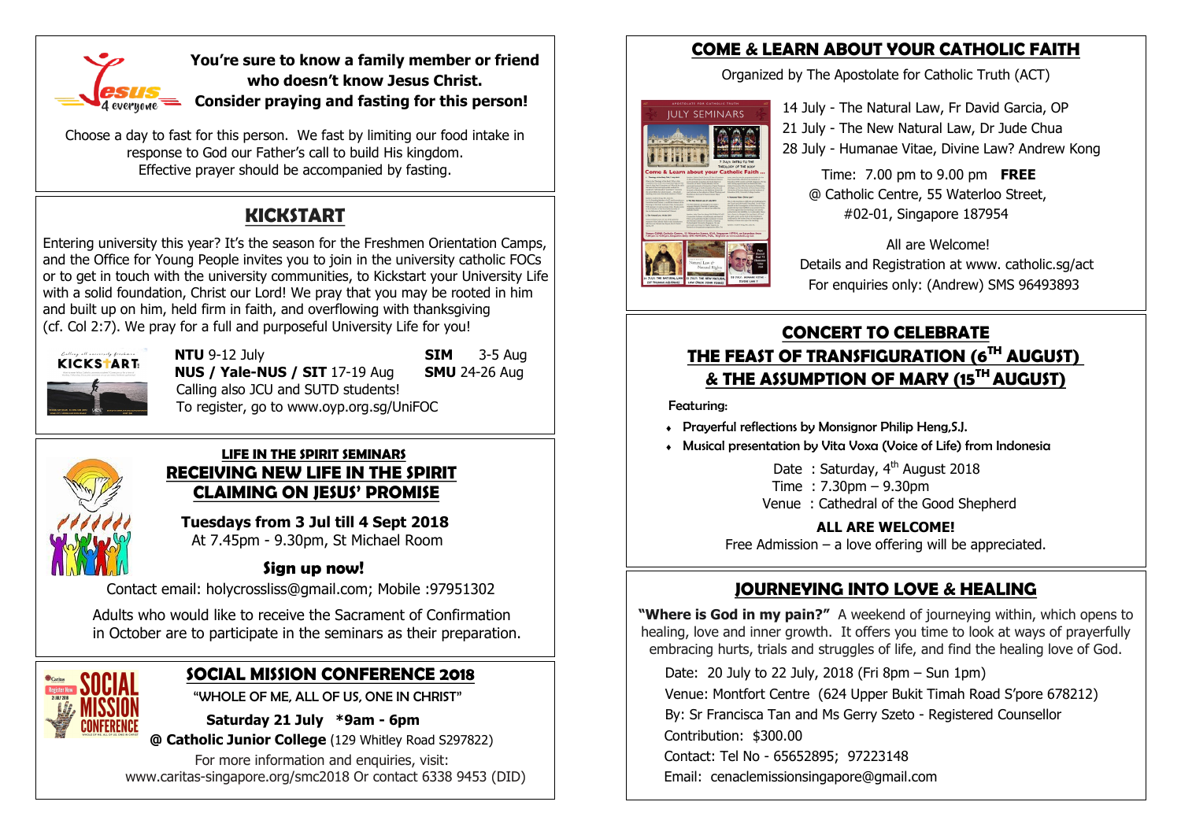**You're sure to know a family member or friend who doesn't know Jesus Christ. Consider praying and fasting for this person!**

Choose a day to fast for this person. We fast by limiting our food intake in response to God our Father's call to build His kingdom. Effective prayer should be accompanied by fasting.

## KICKSTART

Entering university this year? It's the season for the Freshmen Orientation Camps, and the Office for Young People invites you to join in the university catholic FOCs or to get in touch with the university communities, to Kickstart your University Life with a solid foundation, Christ our Lord! We pray that you may be rooted in him and built up on him, held firm in faith, and overflowing with thanksgiving (cf. Col 2:7). We pray for a full and purposeful University Life for you!

**NTU** 9-12 July
**NUS / Yale-NUS / SIT** 17-19 Aug
**SIM** 3-5 Aug
**SMU** 24-26 Aug
Calling also JCU and SUTD students!
To register, go to www.oyp.org.sg/UniFOC

## LIFE IN THE SPIRIT SEMINARS
## RECEIVING NEW LIFE IN THE SPIRIT
## CLAIMING ON JESUS' PROMISE

**Tuesdays from 3 Jul till 4 Sept 2018**
At 7.45pm - 9.30pm, St Michael Room

**Sign up now!**

Contact email: holycrossliss@gmail.com; Mobile :97951302

Adults who would like to receive the Sacrament of Confirmation in October are to participate in the seminars as their preparation.

## SOCIAL MISSION CONFERENCE 2018

"WHOLE OF ME, ALL OF US, ONE IN CHRIST"

**Saturday 21 July \*9am - 6pm**
**@ Catholic Junior College** (129 Whitley Road S297822)

For more information and enquiries, visit: www.caritas-singapore.org/smc2018 Or contact 6338 9453 (DID)

## COME & LEARN ABOUT YOUR CATHOLIC FAITH

Organized by The Apostolate for Catholic Truth (ACT)

14 July - The Natural Law, Fr David Garcia, OP
21 July - The New Natural Law, Dr Jude Chua
28 July - Humanae Vitae, Divine Law? Andrew Kong

Time: 7.00 pm to 9.00 pm **FREE**
@ Catholic Centre, 55 Waterloo Street, #02-01, Singapore 187954

All are Welcome!
Details and Registration at www. catholic.sg/act
For enquiries only: (Andrew) SMS 96493893

## CONCERT TO CELEBRATE THE FEAST OF TRANSFIGURATION (6TH AUGUST) & THE ASSUMPTION OF MARY (15TH AUGUST)

Featuring:

- Prayerful reflections by Monsignor Philip Heng,S.J.
- Musical presentation by Vita Voxa (Voice of Life) from Indonesia

Date : Saturday, 4th August 2018
Time : 7.30pm – 9.30pm
Venue : Cathedral of the Good Shepherd

**ALL ARE WELCOME!**
Free Admission – a love offering will be appreciated.

## JOURNEYING INTO LOVE & HEALING

**"Where is God in my pain?"** A weekend of journeying within, which opens to healing, love and inner growth. It offers you time to look at ways of prayerfully embracing hurts, trials and struggles of life, and find the healing love of God.

Date: 20 July to 22 July, 2018 (Fri 8pm – Sun 1pm)
Venue: Montfort Centre (624 Upper Bukit Timah Road S'pore 678212)
By: Sr Francisca Tan and Ms Gerry Szeto - Registered Counsellor
Contribution: $300.00
Contact: Tel No - 65652895; 97223148
Email: cenaclemissionsingapore@gmail.com